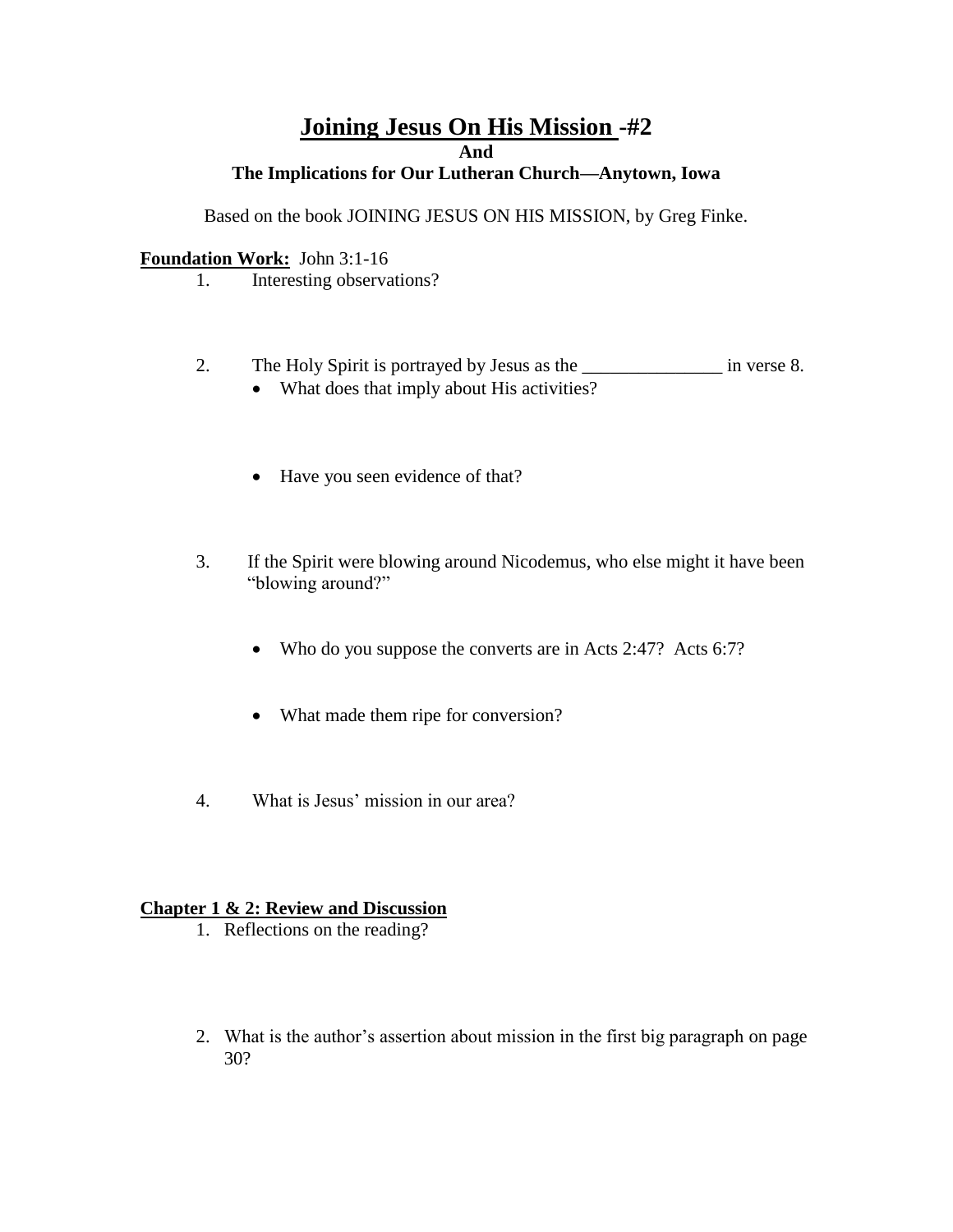# Joining Jesus On His Mission -#2

**And**

**The Implications for Our Lutheran Church—Anytown, Iowa**

Based on the book JOINING JESUS ON HIS MISSION, by Greg Finke.

**Foundation Work:** John 3:1-16

1. Interesting observations?

2. The Holy Spirit is portrayed by Jesus as the _______________ in verse 8.
   - What does that imply about His activities?

   - Have you seen evidence of that?

3. If the Spirit were blowing around Nicodemus, who else might it have been "blowing around?"
   - Who do you suppose the converts are in Acts 2:47? Acts 6:7?

   - What made them ripe for conversion?

4. What is Jesus' mission in our area?

**Chapter 1 & 2: Review and Discussion**

1. Reflections on the reading?

2. What is the author's assertion about mission in the first big paragraph on page 30?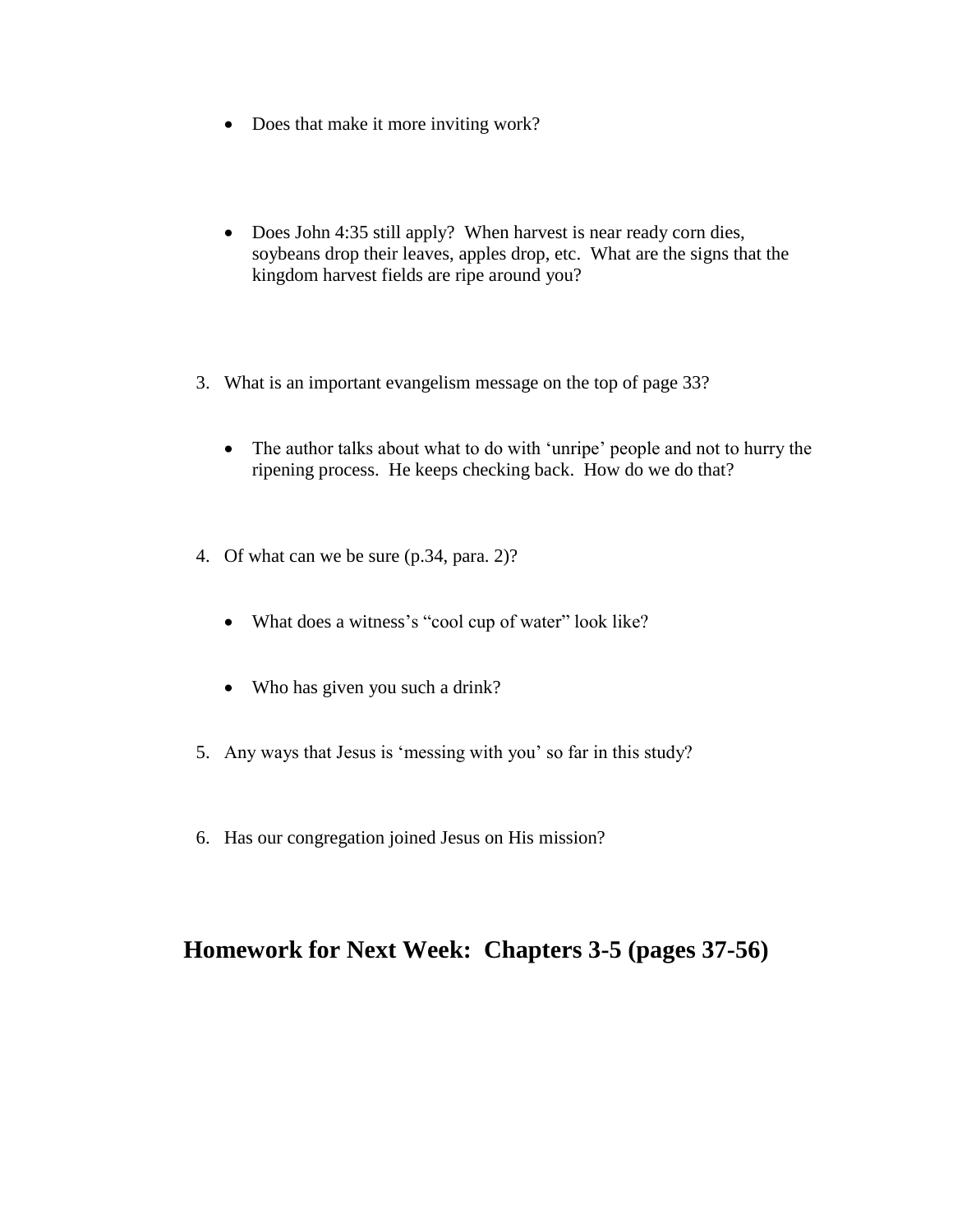- Does that make it more inviting work?

- Does John 4:35 still apply? When harvest is near ready corn dies, soybeans drop their leaves, apples drop, etc. What are the signs that the kingdom harvest fields are ripe around you?

3. What is an important evangelism message on the top of page 33?

   - The author talks about what to do with 'unripe' people and not to hurry the ripening process. He keeps checking back. How do we do that?

4. Of what can we be sure (p.34, para. 2)?

   - What does a witness's "cool cup of water" look like?

   - Who has given you such a drink?

5. Any ways that Jesus is 'messing with you' so far in this study?

6. Has our congregation joined Jesus on His mission?

## Homework for Next Week: Chapters 3-5 (pages 37-56)